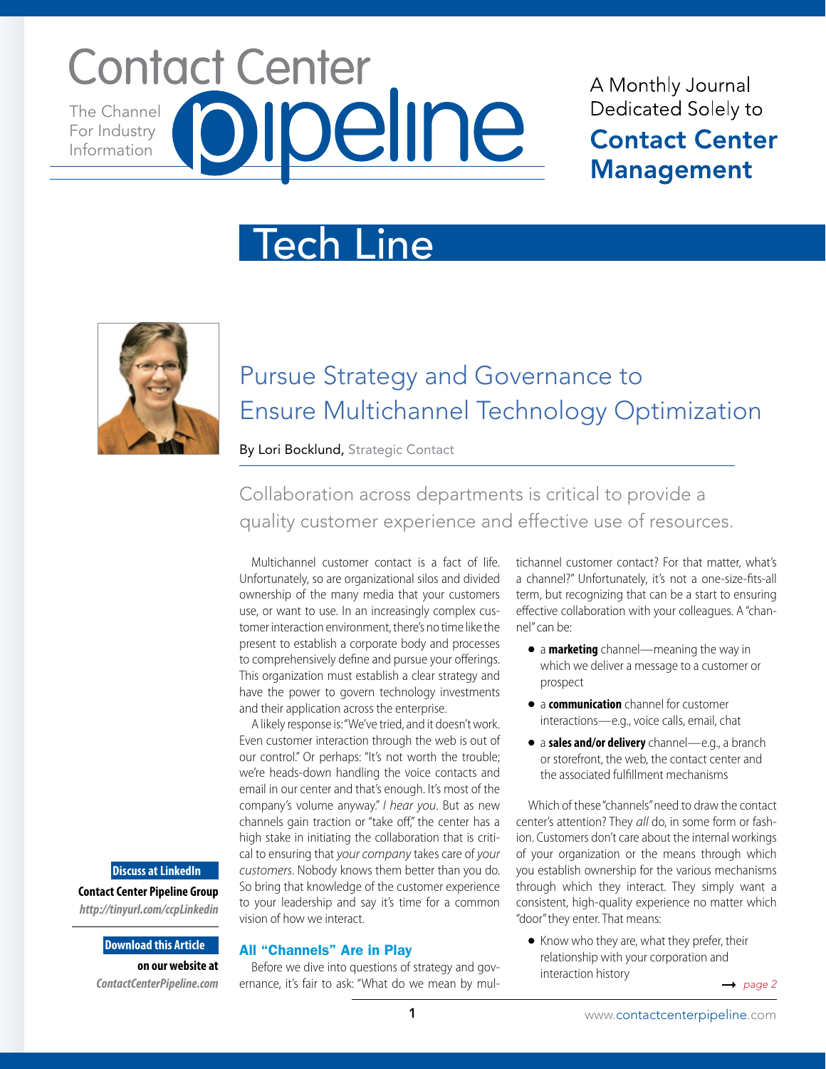# Tech Line

## Pursue Strategy and Governance to Ensure Multichannel Technology Optimization

By Lori Bocklund, Strategic Contact

Collaboration across departments is critical to provide a quality customer experience and effective use of resources.

Multichannel customer contact is a fact of life. Unfortunately, so are organizational silos and divided ownership of the many media that your customers use, or want to use. In an increasingly complex customer interaction environment, there's no time like the present to establish a corporate body and processes to comprehensively define and pursue your offerings. This organization must establish a clear strategy and have the power to govern technology investments and their application across the enterprise.

A likely response is: "We've tried, and it doesn't work. Even customer interaction through the web is out of our control." Or perhaps: "It's not worth the trouble; we're heads-down handling the voice contacts and email in our center and that's enough. It's most of the company's volume anyway." *I hear you*. But as new channels gain traction or "take off," the center has a high stake in initiating the collaboration that is critical to ensuring that *your company* takes care of *your customers*. Nobody knows them better than you do. So bring that knowledge of the customer experience to your leadership and say it's time for a common vision of how we interact.

### All "Channels" Are in Play

Before we dive into questions of strategy and governance, it's fair to ask: "What do we mean by multichannel customer contact? For that matter, what's a channel?" Unfortunately, it's not a one-size-fits-all term, but recognizing that can be a start to ensuring effective collaboration with your colleagues. A "channel" can be:

- a **marketing** channel—meaning the way in which we deliver a message to a customer or prospect
- a **communication** channel for customer interactions—e.g., voice calls, email, chat
- a **sales and/or delivery** channel—e.g., a branch or storefront, the web, the contact center and the associated fulfillment mechanisms

Which of these "channels" need to draw the contact center's attention? They *all* do, in some form or fashion. Customers don't care about the internal workings of your organization or the means through which you establish ownership for the various mechanisms through which they interact. They simply want a consistent, high-quality experience no matter which "door" they enter. That means:

- Know who they are, what they prefer, their relationship with your corporation and interaction history

**Discuss at LinkedIn**
**Contact Center Pipeline Group**
*http://tinyurl.com/ccpLinkedin*

**Download this Article**
**on our website at**
*ContactCenterPipeline.com*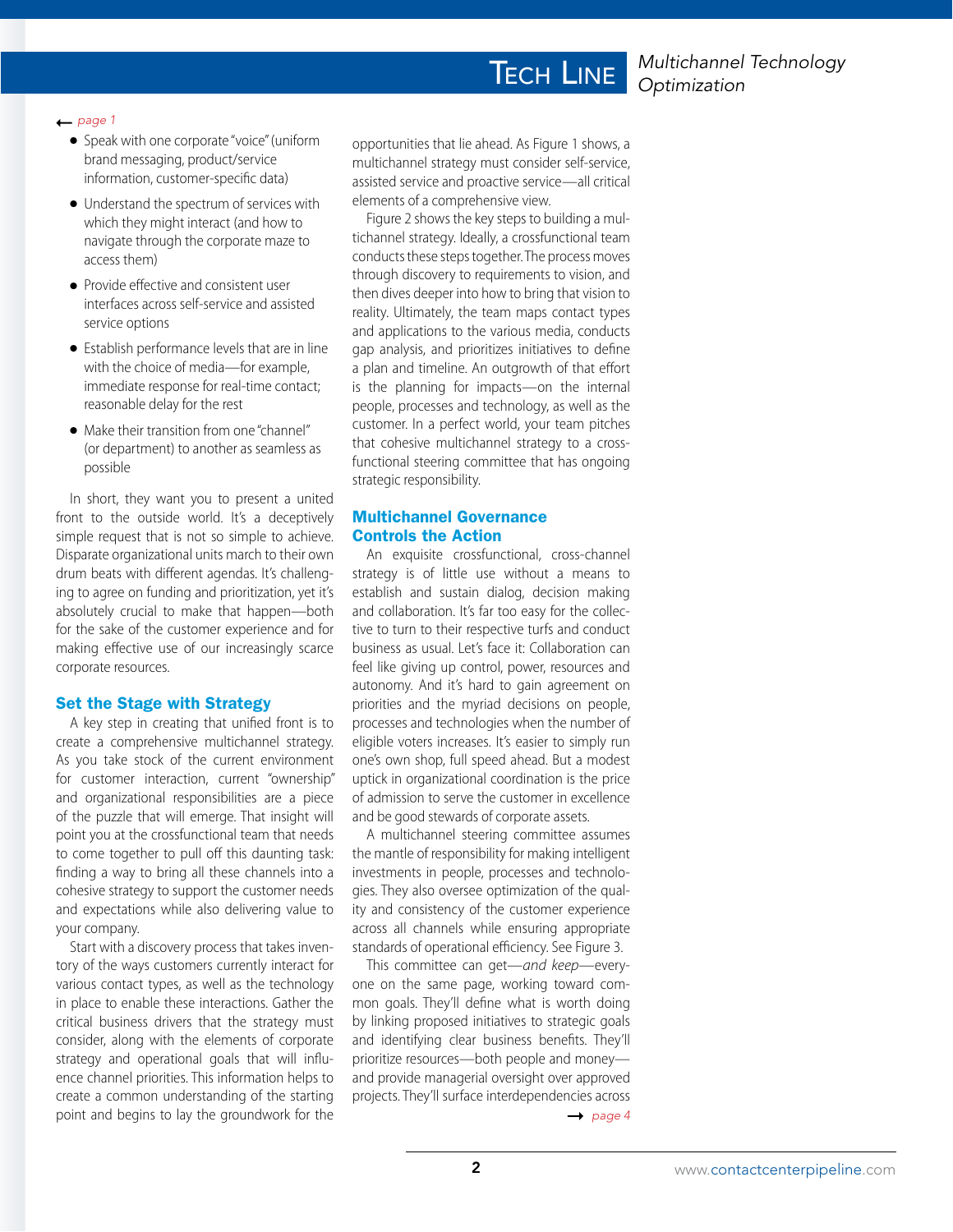← *page 1*

- Speak with one corporate "voice" (uniform brand messaging, product/service information, customer-specific data)
- Understand the spectrum of services with which they might interact (and how to navigate through the corporate maze to access them)
- Provide effective and consistent user interfaces across self-service and assisted service options
- Establish performance levels that are in line with the choice of media—for example, immediate response for real-time contact; reasonable delay for the rest
- Make their transition from one "channel" (or department) to another as seamless as possible

In short, they want you to present a united front to the outside world. It's a deceptively simple request that is not so simple to achieve. Disparate organizational units march to their own drum beats with different agendas. It's challenging to agree on funding and prioritization, yet it's absolutely crucial to make that happen—both for the sake of the customer experience and for making effective use of our increasingly scarce corporate resources.

## Set the Stage with Strategy

A key step in creating that unified front is to create a comprehensive multichannel strategy. As you take stock of the current environment for customer interaction, current "ownership" and organizational responsibilities are a piece of the puzzle that will emerge. That insight will point you at the crossfunctional team that needs to come together to pull off this daunting task: finding a way to bring all these channels into a cohesive strategy to support the customer needs and expectations while also delivering value to your company.

Start with a discovery process that takes inventory of the ways customers currently interact for various contact types, as well as the technology in place to enable these interactions. Gather the critical business drivers that the strategy must consider, along with the elements of corporate strategy and operational goals that will influence channel priorities. This information helps to create a common understanding of the starting point and begins to lay the groundwork for the opportunities that lie ahead. As Figure 1 shows, a multichannel strategy must consider self-service, assisted service and proactive service—all critical elements of a comprehensive view.

Figure 2 shows the key steps to building a multichannel strategy. Ideally, a crossfunctional team conducts these steps together. The process moves through discovery to requirements to vision, and then dives deeper into how to bring that vision to reality. Ultimately, the team maps contact types and applications to the various media, conducts gap analysis, and prioritizes initiatives to define a plan and timeline. An outgrowth of that effort is the planning for impacts—on the internal people, processes and technology, as well as the customer. In a perfect world, your team pitches that cohesive multichannel strategy to a cross-functional steering committee that has ongoing strategic responsibility.

## Multichannel Governance Controls the Action

An exquisite crossfunctional, cross-channel strategy is of little use without a means to establish and sustain dialog, decision making and collaboration. It's far too easy for the collective to turn to their respective turfs and conduct business as usual. Let's face it: Collaboration can feel like giving up control, power, resources and autonomy. And it's hard to gain agreement on priorities and the myriad decisions on people, processes and technologies when the number of eligible voters increases. It's easier to simply run one's own shop, full speed ahead. But a modest uptick in organizational coordination is the price of admission to serve the customer in excellence and be good stewards of corporate assets.

A multichannel steering committee assumes the mantle of responsibility for making intelligent investments in people, processes and technologies. They also oversee optimization of the quality and consistency of the customer experience across all channels while ensuring appropriate standards of operational efficiency. See Figure 3.

This committee can get—*and keep*—everyone on the same page, working toward common goals. They'll define what is worth doing by linking proposed initiatives to strategic goals and identifying clear business benefits. They'll prioritize resources—both people and money—and provide managerial oversight over approved projects. They'll surface interdependencies across

→ *page 4*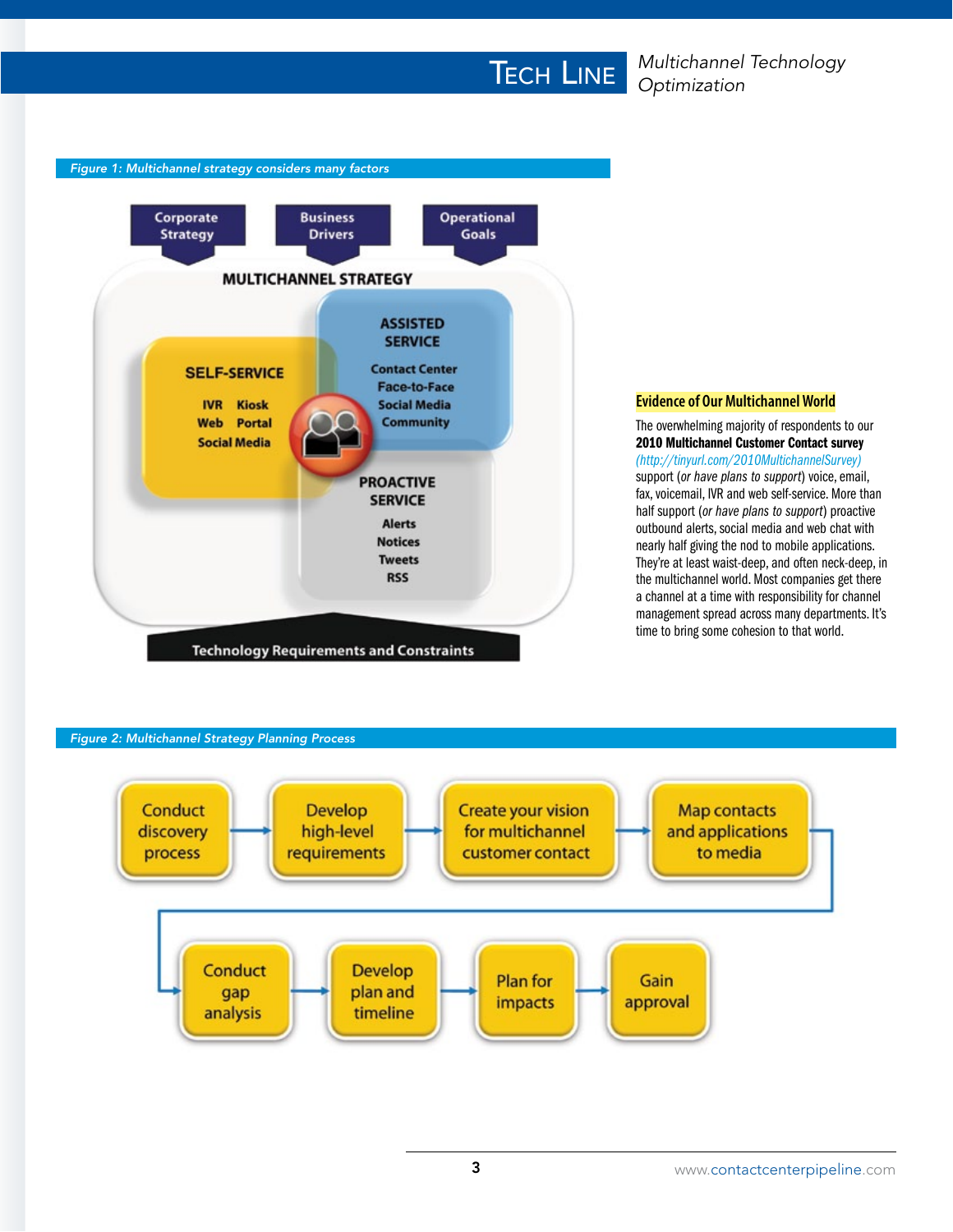*Figure 1: Multichannel strategy considers many factors*

Corporate Strategy | Business Drivers | Operational Goals

**MULTICHANNEL STRATEGY**

**SELF-SERVICE**
IVR Kiosk
Web Portal
Social Media

**ASSISTED SERVICE**
Contact Center
Face-to-Face
Social Media
Community

**PROACTIVE SERVICE**
Alerts
Notices
Tweets
RSS

Technology Requirements and Constraints

### Evidence of Our Multichannel World

The overwhelming majority of respondents to our **2010 Multichannel Customer Contact survey** *(http://tinyurl.com/2010MultichannelSurvey)* support (*or have plans to support*) voice, email, fax, voicemail, IVR and web self-service. More than half support (*or have plans to support*) proactive outbound alerts, social media and web chat with nearly half giving the nod to mobile applications. They're at least waist-deep, and often neck-deep, in the multichannel world. Most companies get there a channel at a time with responsibility for channel management spread across many departments. It's time to bring some cohesion to that world.

*Figure 2: Multichannel Strategy Planning Process*

Conduct discovery process → Develop high-level requirements → Create your vision for multichannel customer contact → Map contacts and applications to media → Conduct gap analysis → Develop plan and timeline → Plan for impacts → Gain approval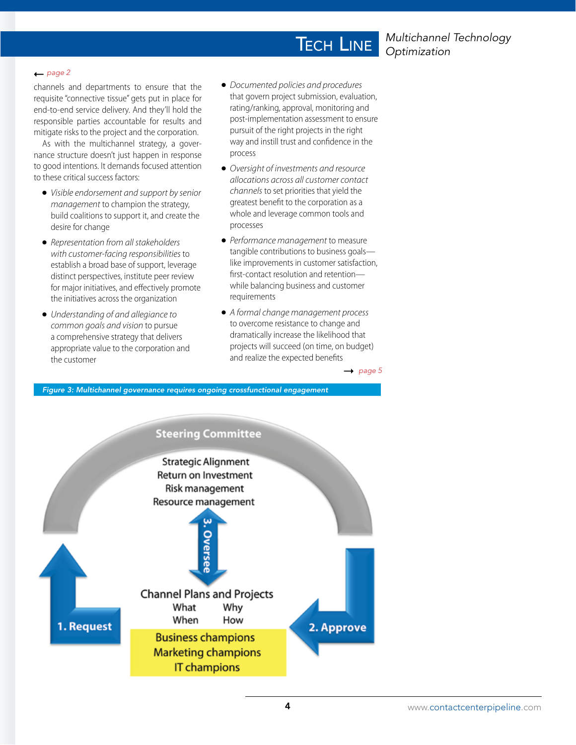← *page 2*

channels and departments to ensure that the requisite "connective tissue" gets put in place for end-to-end service delivery. And they'll hold the responsible parties accountable for results and mitigate risks to the project and the corporation.

As with the multichannel strategy, a governance structure doesn't just happen in response to good intentions. It demands focused attention to these critical success factors:

- *Visible endorsement and support by senior management* to champion the strategy, build coalitions to support it, and create the desire for change
- *Representation from all stakeholders with customer-facing responsibilities* to establish a broad base of support, leverage distinct perspectives, institute peer review for major initiatives, and effectively promote the initiatives across the organization
- *Understanding of and allegiance to common goals and vision* to pursue a comprehensive strategy that delivers appropriate value to the corporation and the customer
- *Documented policies and procedures* that govern project submission, evaluation, rating/ranking, approval, monitoring and post-implementation assessment to ensure pursuit of the right projects in the right way and instill trust and confidence in the process
- *Oversight of investments and resource allocations across all customer contact channels* to set priorities that yield the greatest benefit to the corporation as a whole and leverage common tools and processes
- *Performance management* to measure tangible contributions to business goals—like improvements in customer satisfaction, first-contact resolution and retention—while balancing business and customer requirements
- *A formal change management process* to overcome resistance to change and dramatically increase the likelihood that projects will succeed (on time, on budget) and realize the expected benefits

→ *page 5*

***Figure 3: Multichannel governance requires ongoing crossfunctional engagement***

**Steering Committee**

Strategic Alignment
Return on Investment
Risk management
Resource management

**3. Oversee**

Channel Plans and Projects
What — Why
When — How

Business champions
Marketing champions
IT champions

**1. Request**

**2. Approve**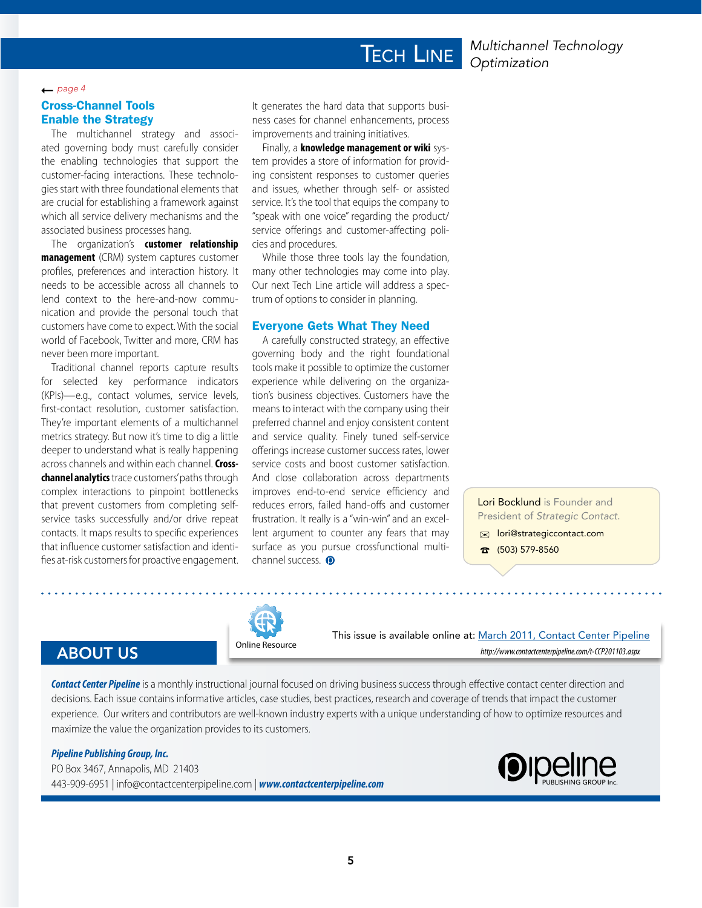← *page 4*

## Cross-Channel Tools Enable the Strategy

The multichannel strategy and associated governing body must carefully consider the enabling technologies that support the customer-facing interactions. These technologies start with three foundational elements that are crucial for establishing a framework against which all service delivery mechanisms and the associated business processes hang.

The organization's **customer relationship management** (CRM) system captures customer profiles, preferences and interaction history. It needs to be accessible across all channels to lend context to the here-and-now communication and provide the personal touch that customers have come to expect. With the social world of Facebook, Twitter and more, CRM has never been more important.

Traditional channel reports capture results for selected key performance indicators (KPIs)—e.g., contact volumes, service levels, first-contact resolution, customer satisfaction. They're important elements of a multichannel metrics strategy. But now it's time to dig a little deeper to understand what is really happening across channels and within each channel. **Cross-channel analytics** trace customers' paths through complex interactions to pinpoint bottlenecks that prevent customers from completing self-service tasks successfully and/or drive repeat contacts. It maps results to specific experiences that influence customer satisfaction and identifies at-risk customers for proactive engagement. It generates the hard data that supports business cases for channel enhancements, process improvements and training initiatives.

Finally, a **knowledge management or wiki** system provides a store of information for providing consistent responses to customer queries and issues, whether through self- or assisted service. It's the tool that equips the company to "speak with one voice" regarding the product/service offerings and customer-affecting policies and procedures.

While those three tools lay the foundation, many other technologies may come into play. Our next Tech Line article will address a spectrum of options to consider in planning.

## Everyone Gets What They Need

A carefully constructed strategy, an effective governing body and the right foundational tools make it possible to optimize the customer experience while delivering on the organization's business objectives. Customers have the means to interact with the company using their preferred channel and enjoy consistent content and service quality. Finely tuned self-service offerings increase customer success rates, lower service costs and boost customer satisfaction. And close collaboration across departments improves end-to-end service efficiency and reduces errors, failed hand-offs and customer frustration. It really is a "win-win" and an excellent argument to counter any fears that may surface as you pursue crossfunctional multichannel success.

Lori Bocklund is Founder and President of *Strategic Contact.*

lori@strategiccontact.com

(503) 579-8560

---

Online Resource

This issue is available online at: March 2011, Contact Center Pipeline

*http://www.contactcenterpipeline.com/t-CCP201103.aspx*

## ABOUT US

***Contact Center Pipeline*** is a monthly instructional journal focused on driving business success through effective contact center direction and decisions. Each issue contains informative articles, case studies, best practices, research and coverage of trends that impact the customer experience. Our writers and contributors are well-known industry experts with a unique understanding of how to optimize resources and maximize the value the organization provides to its customers.

***Pipeline Publishing Group, Inc.***
PO Box 3467, Annapolis, MD 21403
443-909-6951 | info@contactcenterpipeline.com | ***www.contactcenterpipeline.com***